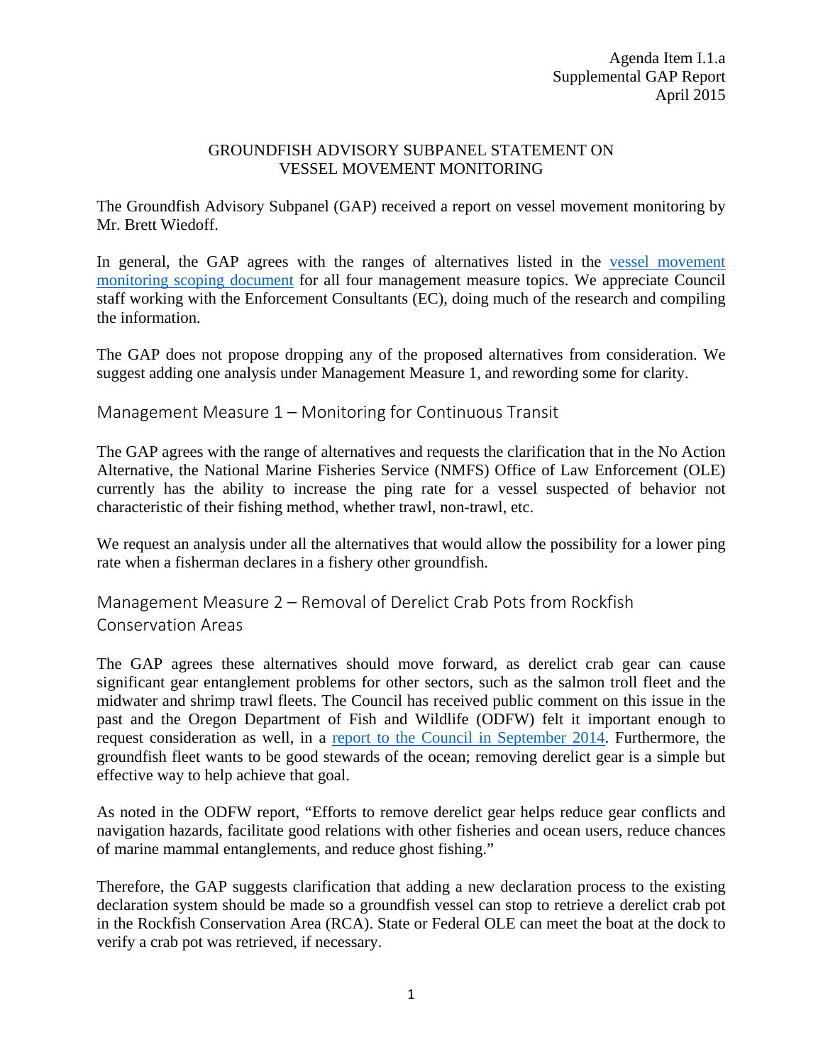Agenda Item I.1.a
Supplemental GAP Report
April 2015

# GROUNDFISH ADVISORY SUBPANEL STATEMENT ON VESSEL MOVEMENT MONITORING

The Groundfish Advisory Subpanel (GAP) received a report on vessel movement monitoring by Mr. Brett Wiedoff.

In general, the GAP agrees with the ranges of alternatives listed in the vessel movement monitoring scoping document for all four management measure topics. We appreciate Council staff working with the Enforcement Consultants (EC), doing much of the research and compiling the information.

The GAP does not propose dropping any of the proposed alternatives from consideration. We suggest adding one analysis under Management Measure 1, and rewording some for clarity.

## Management Measure 1 – Monitoring for Continuous Transit

The GAP agrees with the range of alternatives and requests the clarification that in the No Action Alternative, the National Marine Fisheries Service (NMFS) Office of Law Enforcement (OLE) currently has the ability to increase the ping rate for a vessel suspected of behavior not characteristic of their fishing method, whether trawl, non-trawl, etc.

We request an analysis under all the alternatives that would allow the possibility for a lower ping rate when a fisherman declares in a fishery other groundfish.

## Management Measure 2 – Removal of Derelict Crab Pots from Rockfish Conservation Areas

The GAP agrees these alternatives should move forward, as derelict crab gear can cause significant gear entanglement problems for other sectors, such as the salmon troll fleet and the midwater and shrimp trawl fleets. The Council has received public comment on this issue in the past and the Oregon Department of Fish and Wildlife (ODFW) felt it important enough to request consideration as well, in a report to the Council in September 2014. Furthermore, the groundfish fleet wants to be good stewards of the ocean; removing derelict gear is a simple but effective way to help achieve that goal.

As noted in the ODFW report, "Efforts to remove derelict gear helps reduce gear conflicts and navigation hazards, facilitate good relations with other fisheries and ocean users, reduce chances of marine mammal entanglements, and reduce ghost fishing."

Therefore, the GAP suggests clarification that adding a new declaration process to the existing declaration system should be made so a groundfish vessel can stop to retrieve a derelict crab pot in the Rockfish Conservation Area (RCA). State or Federal OLE can meet the boat at the dock to verify a crab pot was retrieved, if necessary.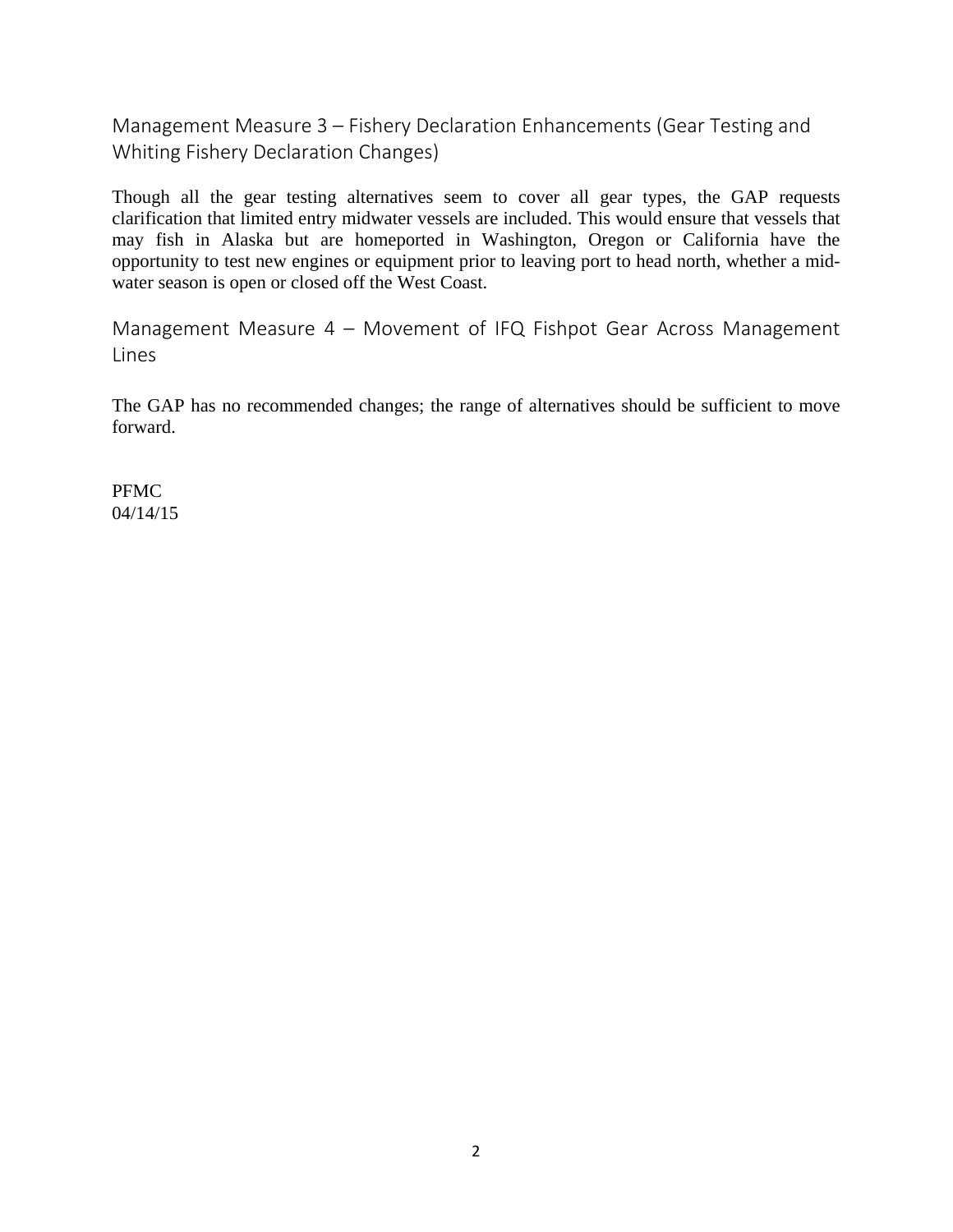## Management Measure 3 – Fishery Declaration Enhancements (Gear Testing and Whiting Fishery Declaration Changes)

Though all the gear testing alternatives seem to cover all gear types, the GAP requests clarification that limited entry midwater vessels are included. This would ensure that vessels that may fish in Alaska but are homeported in Washington, Oregon or California have the opportunity to test new engines or equipment prior to leaving port to head north, whether a mid-water season is open or closed off the West Coast.

## Management Measure 4 – Movement of IFQ Fishpot Gear Across Management Lines

The GAP has no recommended changes; the range of alternatives should be sufficient to move forward.

PFMC
04/14/15